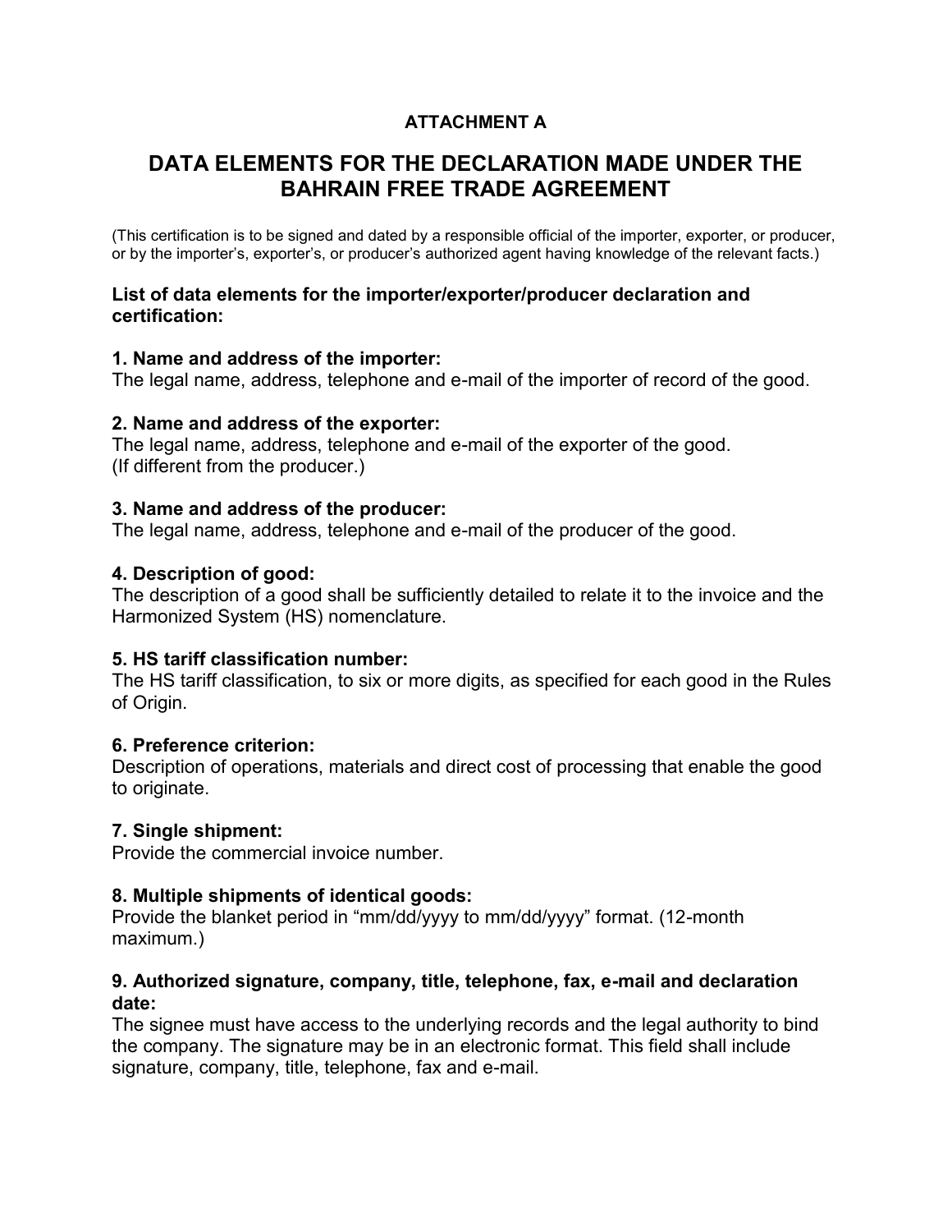**ATTACHMENT A**

# DATA ELEMENTS FOR THE DECLARATION MADE UNDER THE BAHRAIN FREE TRADE AGREEMENT

(This certification is to be signed and dated by a responsible official of the importer, exporter, or producer, or by the importer's, exporter's, or producer's authorized agent having knowledge of the relevant facts.)

### List of data elements for the importer/exporter/producer declaration and certification:

**1. Name and address of the importer:**
The legal name, address, telephone and e-mail of the importer of record of the good.

**2. Name and address of the exporter:**
The legal name, address, telephone and e-mail of the exporter of the good.
(If different from the producer.)

**3. Name and address of the producer:**
The legal name, address, telephone and e-mail of the producer of the good.

**4. Description of good:**
The description of a good shall be sufficiently detailed to relate it to the invoice and the Harmonized System (HS) nomenclature.

**5. HS tariff classification number:**
The HS tariff classification, to six or more digits, as specified for each good in the Rules of Origin.

**6. Preference criterion:**
Description of operations, materials and direct cost of processing that enable the good to originate.

**7. Single shipment:**
Provide the commercial invoice number.

**8. Multiple shipments of identical goods:**
Provide the blanket period in "mm/dd/yyyy to mm/dd/yyyy" format. (12-month maximum.)

**9. Authorized signature, company, title, telephone, fax, e-mail and declaration date:**
The signee must have access to the underlying records and the legal authority to bind the company. The signature may be in an electronic format. This field shall include signature, company, title, telephone, fax and e-mail.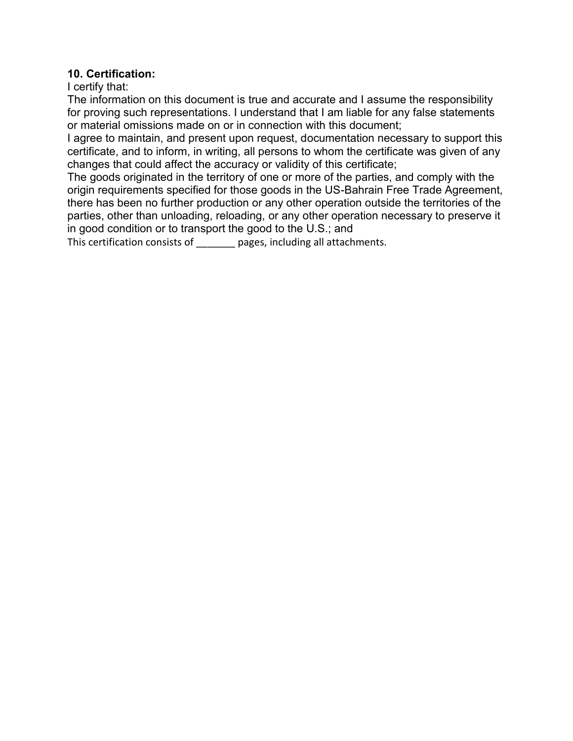**10. Certification:**

I certify that:

The information on this document is true and accurate and I assume the responsibility for proving such representations. I understand that I am liable for any false statements or material omissions made on or in connection with this document;

I agree to maintain, and present upon request, documentation necessary to support this certificate, and to inform, in writing, all persons to whom the certificate was given of any changes that could affect the accuracy or validity of this certificate;

The goods originated in the territory of one or more of the parties, and comply with the origin requirements specified for those goods in the US-Bahrain Free Trade Agreement, there has been no further production or any other operation outside the territories of the parties, other than unloading, reloading, or any other operation necessary to preserve it in good condition or to transport the good to the U.S.; and

This certification consists of _______ pages, including all attachments.